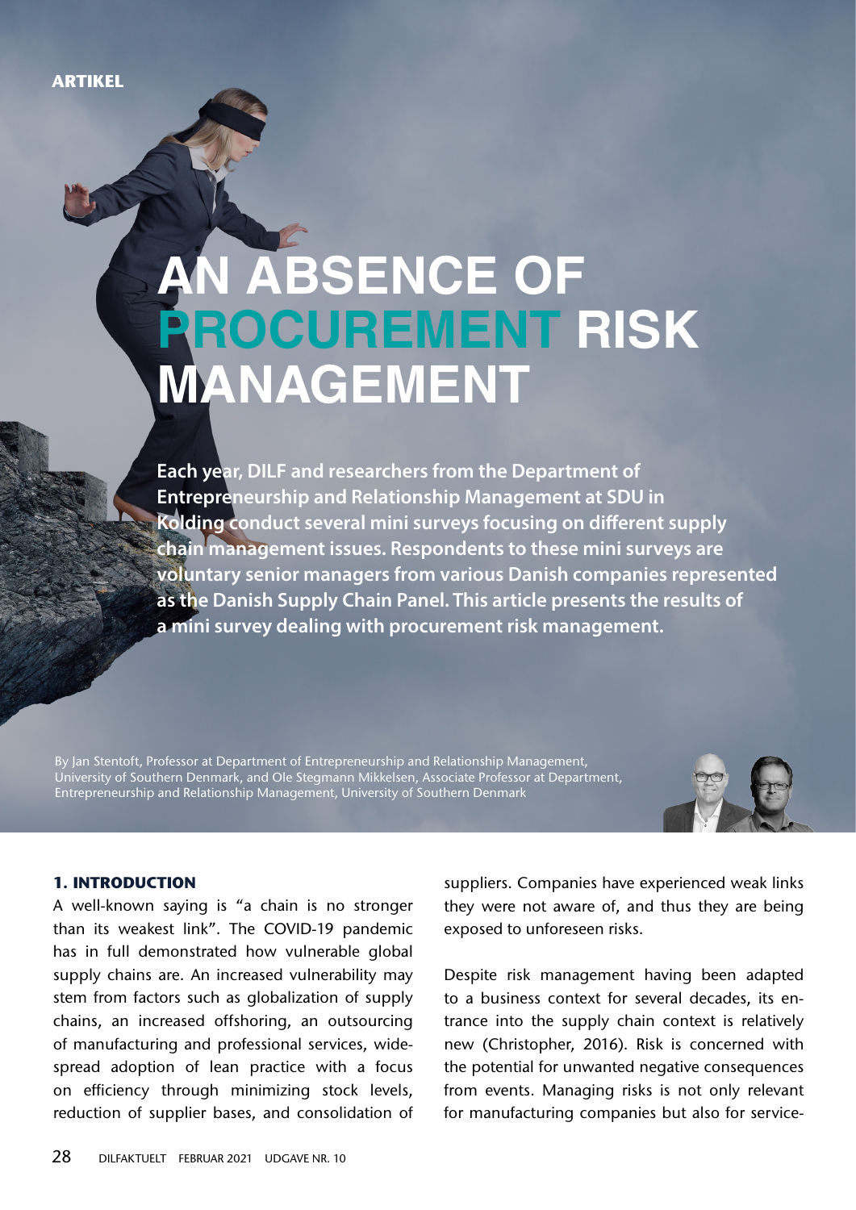ARTIKEL

# AN ABSENCE OF PROCUREMENT RISK MANAGEMENT

**Each year, DILF and researchers from the Department of Entrepreneurship and Relationship Management at SDU in Kolding conduct several mini surveys focusing on different supply chain management issues. Respondents to these mini surveys are voluntary senior managers from various Danish companies represented as the Danish Supply Chain Panel. This article presents the results of a mini survey dealing with procurement risk management.**

By Jan Stentoft, Professor at Department of Entrepreneurship and Relationship Management, University of Southern Denmark, and Ole Stegmann Mikkelsen, Associate Professor at Department, Entrepreneurship and Relationship Management, University of Southern Denmark

## 1. INTRODUCTION

A well-known saying is "a chain is no stronger than its weakest link". The COVID-19 pandemic has in full demonstrated how vulnerable global supply chains are. An increased vulnerability may stem from factors such as globalization of supply chains, an increased offshoring, an outsourcing of manufacturing and professional services, widespread adoption of lean practice with a focus on efficiency through minimizing stock levels, reduction of supplier bases, and consolidation of suppliers. Companies have experienced weak links they were not aware of, and thus they are being exposed to unforeseen risks.

Despite risk management having been adapted to a business context for several decades, its entrance into the supply chain context is relatively new (Christopher, 2016). Risk is concerned with the potential for unwanted negative consequences from events. Managing risks is not only relevant for manufacturing companies but also for service-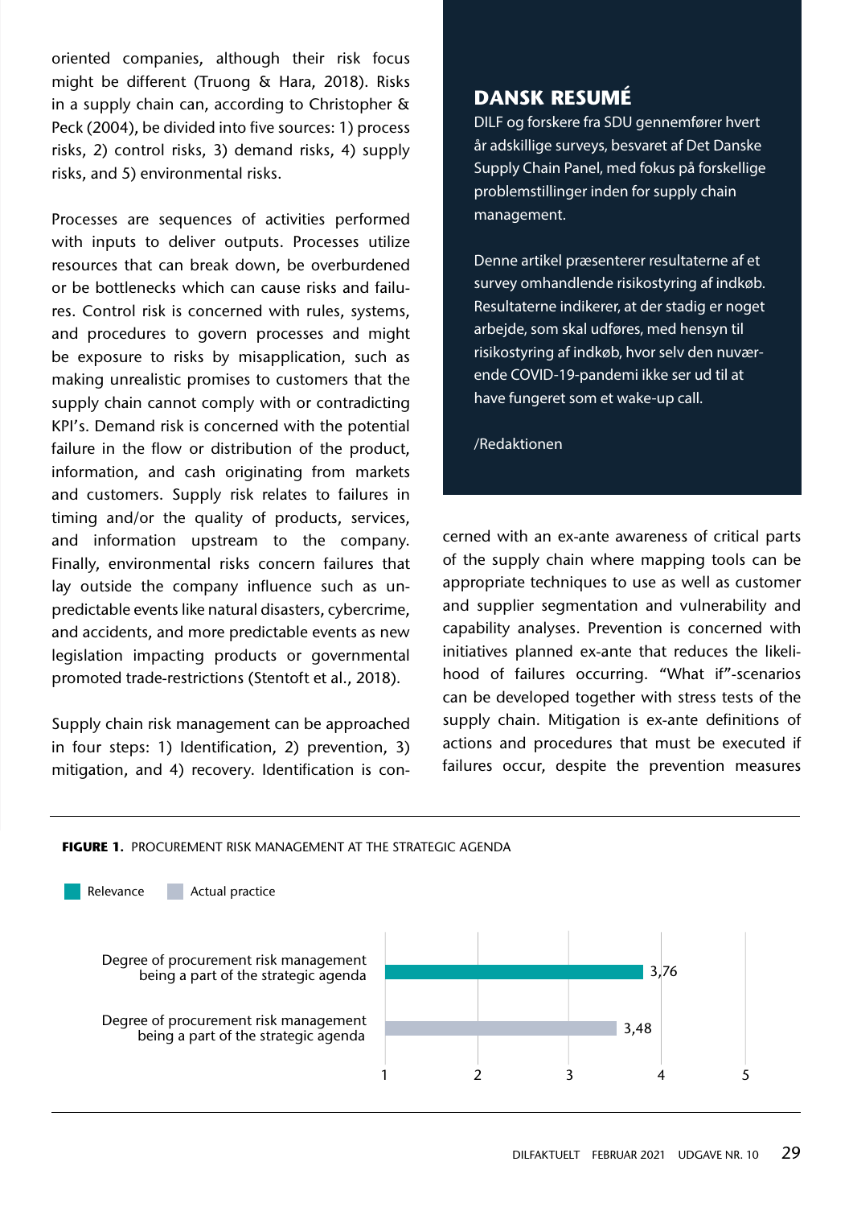oriented companies, although their risk focus might be different (Truong & Hara, 2018). Risks in a supply chain can, according to Christopher & Peck (2004), be divided into five sources: 1) process risks, 2) control risks, 3) demand risks, 4) supply risks, and 5) environmental risks.

Processes are sequences of activities performed with inputs to deliver outputs. Processes utilize resources that can break down, be overburdened or be bottlenecks which can cause risks and failures. Control risk is concerned with rules, systems, and procedures to govern processes and might be exposure to risks by misapplication, such as making unrealistic promises to customers that the supply chain cannot comply with or contradicting KPI's. Demand risk is concerned with the potential failure in the flow or distribution of the product, information, and cash originating from markets and customers. Supply risk relates to failures in timing and/or the quality of products, services, and information upstream to the company. Finally, environmental risks concern failures that lay outside the company influence such as unpredictable events like natural disasters, cybercrime, and accidents, and more predictable events as new legislation impacting products or governmental promoted trade-restrictions (Stentoft et al., 2018).

Supply chain risk management can be approached in four steps: 1) Identification, 2) prevention, 3) mitigation, and 4) recovery. Identification is concerned with an ex-ante awareness of critical parts of the supply chain where mapping tools can be appropriate techniques to use as well as customer and supplier segmentation and vulnerability and capability analyses. Prevention is concerned with initiatives planned ex-ante that reduces the likelihood of failures occurring. "What if"-scenarios can be developed together with stress tests of the supply chain. Mitigation is ex-ante definitions of actions and procedures that must be executed if failures occur, despite the prevention measures

## DANSK RESUMÉ

DILF og forskere fra SDU gennemfører hvert år adskillige surveys, besvaret af Det Danske Supply Chain Panel, med fokus på forskellige problemstillinger inden for supply chain management.

Denne artikel præsenterer resultaterne af et survey omhandlende risikostyring af indkøb. Resultaterne indikerer, at der stadig er noget arbejde, som skal udføres, med hensyn til risikostyring af indkøb, hvor selv den nuværende COVID-19-pandemi ikke ser ud til at have fungeret som et wake-up call.

/Redaktionen

**FIGURE 1.** PROCUREMENT RISK MANAGEMENT AT THE STRATEGIC AGENDA

| | Relevance | Actual practice |
|---|---|---|
| Degree of procurement risk management being a part of the strategic agenda | 3,76 | |
| Degree of procurement risk management being a part of the strategic agenda | | 3,48 |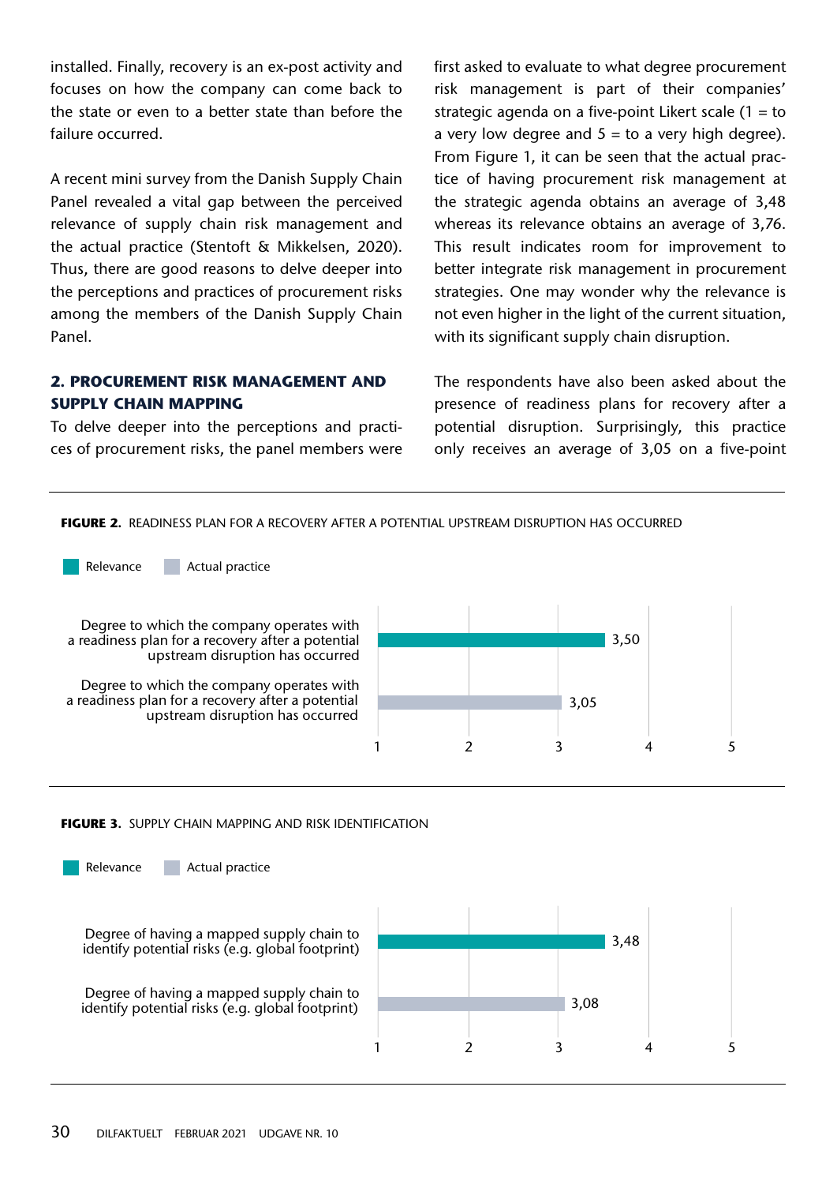installed. Finally, recovery is an ex-post activity and focuses on how the company can come back to the state or even to a better state than before the failure occurred.

A recent mini survey from the Danish Supply Chain Panel revealed a vital gap between the perceived relevance of supply chain risk management and the actual practice (Stentoft & Mikkelsen, 2020). Thus, there are good reasons to delve deeper into the perceptions and practices of procurement risks among the members of the Danish Supply Chain Panel.

## 2. PROCUREMENT RISK MANAGEMENT AND SUPPLY CHAIN MAPPING

To delve deeper into the perceptions and practices of procurement risks, the panel members were first asked to evaluate to what degree procurement risk management is part of their companies' strategic agenda on a five-point Likert scale (1 = to a very low degree and 5 = to a very high degree). From Figure 1, it can be seen that the actual practice of having procurement risk management at the strategic agenda obtains an average of 3,48 whereas its relevance obtains an average of 3,76. This result indicates room for improvement to better integrate risk management in procurement strategies. One may wonder why the relevance is not even higher in the light of the current situation, with its significant supply chain disruption.

The respondents have also been asked about the presence of readiness plans for recovery after a potential disruption. Surprisingly, this practice only receives an average of 3,05 on a five-point

**FIGURE 2.** READINESS PLAN FOR A RECOVERY AFTER A POTENTIAL UPSTREAM DISRUPTION HAS OCCURRED

| Item | Relevance | Actual practice |
|---|---|---|
| Degree to which the company operates with a readiness plan for a recovery after a potential upstream disruption has occurred | 3,50 | 3,05 |

**FIGURE 3.** SUPPLY CHAIN MAPPING AND RISK IDENTIFICATION

| Item | Relevance | Actual practice |
|---|---|---|
| Degree of having a mapped supply chain to identify potential risks (e.g. global footprint) | 3,48 | 3,08 |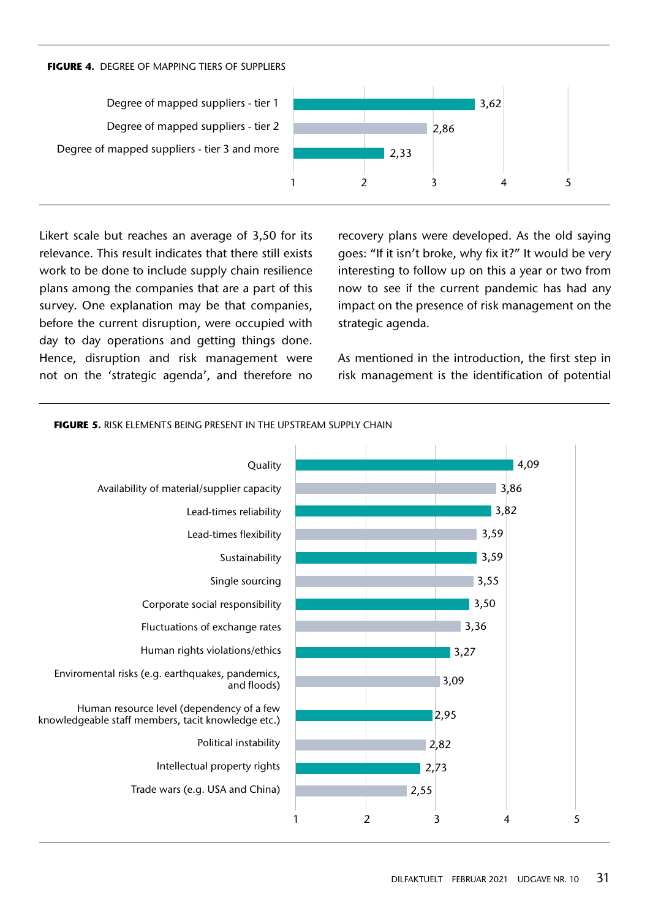**FIGURE 4.** DEGREE OF MAPPING TIERS OF SUPPLIERS

| Item | Value |
|---|---|
| Degree of mapped suppliers - tier 1 | 3,62 |
| Degree of mapped suppliers - tier 2 | 2,86 |
| Degree of mapped suppliers - tier 3 and more | 2,33 |

Likert scale but reaches an average of 3,50 for its relevance. This result indicates that there still exists work to be done to include supply chain resilience plans among the companies that are a part of this survey. One explanation may be that companies, before the current disruption, were occupied with day to day operations and getting things done. Hence, disruption and risk management were not on the 'strategic agenda', and therefore no recovery plans were developed. As the old saying goes: "If it isn't broke, why fix it?" It would be very interesting to follow up on this a year or two from now to see if the current pandemic has had any impact on the presence of risk management on the strategic agenda.

As mentioned in the introduction, the first step in risk management is the identification of potential

**FIGURE 5.** RISK ELEMENTS BEING PRESENT IN THE UPSTREAM SUPPLY CHAIN

| Item | Value |
|---|---|
| Quality | 4,09 |
| Availability of material/supplier capacity | 3,86 |
| Lead-times reliability | 3,82 |
| Lead-times flexibility | 3,59 |
| Sustainability | 3,59 |
| Single sourcing | 3,55 |
| Corporate social responsibility | 3,50 |
| Fluctuations of exchange rates | 3,36 |
| Human rights violations/ethics | 3,27 |
| Enviromental risks (e.g. earthquakes, pandemics, and floods) | 3,09 |
| Human resource level (dependency of a few knowledgeable staff members, tacit knowledge etc.) | 2,95 |
| Political instability | 2,82 |
| Intellectual property rights | 2,73 |
| Trade wars (e.g. USA and China) | 2,55 |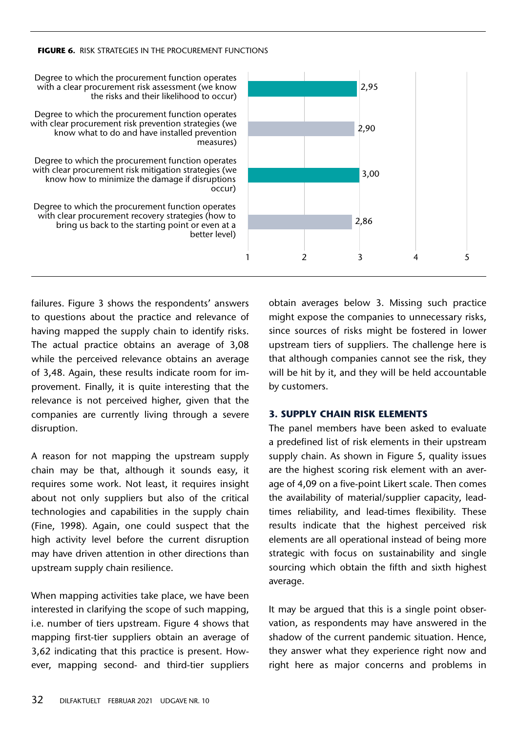**FIGURE 6.** RISK STRATEGIES IN THE PROCUREMENT FUNCTIONS

| Item | Average |
| --- | --- |
| Degree to which the procurement function operates with a clear procurement risk assessment (we know the risks and their likelihood to occur) | 2,95 |
| Degree to which the procurement function operates with clear procurement risk prevention strategies (we know what to do and have installed prevention measures) | 2,90 |
| Degree to which the procurement function operates with clear procurement risk mitigation strategies (we know how to minimize the damage if disruptions occur) | 3,00 |
| Degree to which the procurement function operates with clear procurement recovery strategies (how to bring us back to the starting point or even at a better level) | 2,86 |

failures. Figure 3 shows the respondents' answers to questions about the practice and relevance of having mapped the supply chain to identify risks. The actual practice obtains an average of 3,08 while the perceived relevance obtains an average of 3,48. Again, these results indicate room for improvement. Finally, it is quite interesting that the relevance is not perceived higher, given that the companies are currently living through a severe disruption.

A reason for not mapping the upstream supply chain may be that, although it sounds easy, it requires some work. Not least, it requires insight about not only suppliers but also of the critical technologies and capabilities in the supply chain (Fine, 1998). Again, one could suspect that the high activity level before the current disruption may have driven attention in other directions than upstream supply chain resilience.

When mapping activities take place, we have been interested in clarifying the scope of such mapping, i.e. number of tiers upstream. Figure 4 shows that mapping first-tier suppliers obtain an average of 3,62 indicating that this practice is present. However, mapping second- and third-tier suppliers obtain averages below 3. Missing such practice might expose the companies to unnecessary risks, since sources of risks might be fostered in lower upstream tiers of suppliers. The challenge here is that although companies cannot see the risk, they will be hit by it, and they will be held accountable by customers.

### 3. SUPPLY CHAIN RISK ELEMENTS

The panel members have been asked to evaluate a predefined list of risk elements in their upstream supply chain. As shown in Figure 5, quality issues are the highest scoring risk element with an average of 4,09 on a five-point Likert scale. Then comes the availability of material/supplier capacity, lead-times reliability, and lead-times flexibility. These results indicate that the highest perceived risk elements are all operational instead of being more strategic with focus on sustainability and single sourcing which obtain the fifth and sixth highest average.

It may be argued that this is a single point observation, as respondents may have answered in the shadow of the current pandemic situation. Hence, they answer what they experience right now and right here as major concerns and problems in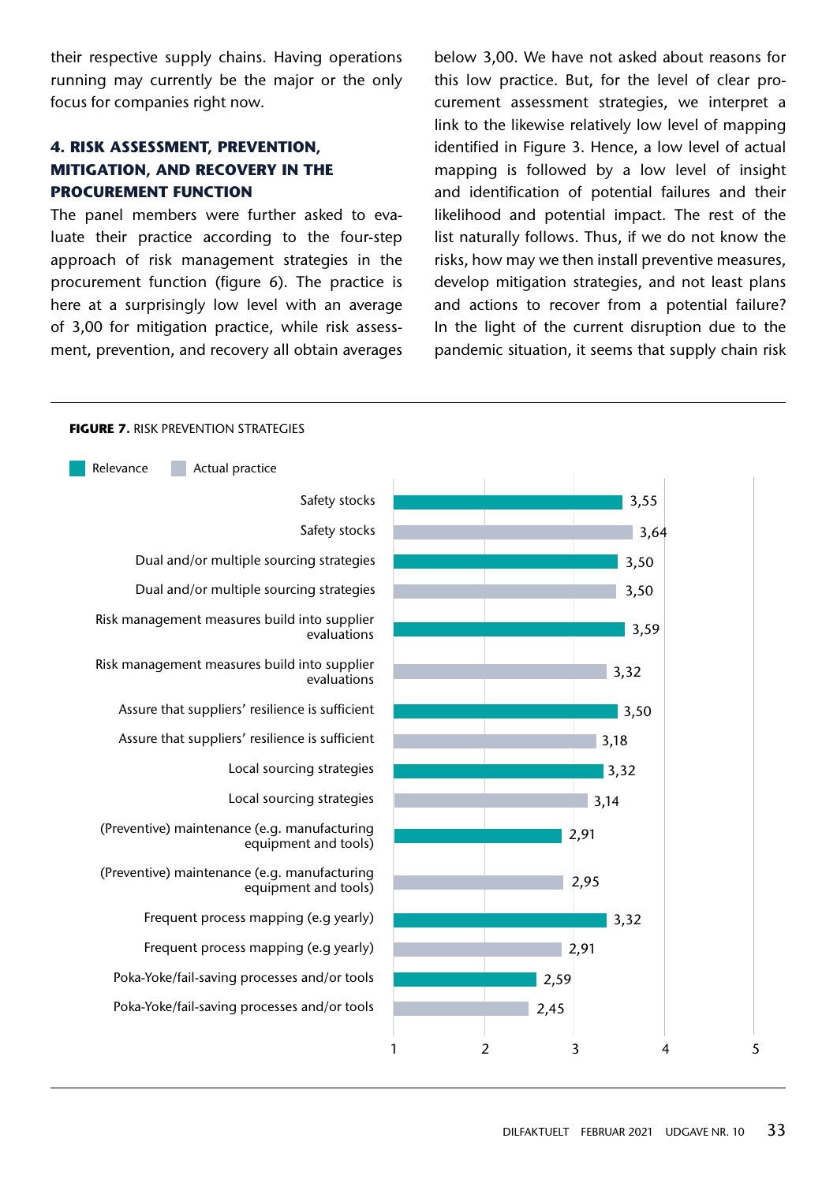their respective supply chains. Having operations running may currently be the major or the only focus for companies right now.

### 4. RISK ASSESSMENT, PREVENTION, MITIGATION, AND RECOVERY IN THE PROCUREMENT FUNCTION

The panel members were further asked to evaluate their practice according to the four-step approach of risk management strategies in the procurement function (figure 6). The practice is here at a surprisingly low level with an average of 3,00 for mitigation practice, while risk assessment, prevention, and recovery all obtain averages below 3,00. We have not asked about reasons for this low practice. But, for the level of clear procurement assessment strategies, we interpret a link to the likewise relatively low level of mapping identified in Figure 3. Hence, a low level of actual mapping is followed by a low level of insight and identification of potential failures and their likelihood and potential impact. The rest of the list naturally follows. Thus, if we do not know the risks, how may we then install preventive measures, develop mitigation strategies, and not least plans and actions to recover from a potential failure? In the light of the current disruption due to the pandemic situation, it seems that supply chain risk

**FIGURE 7.** RISK PREVENTION STRATEGIES

| Strategy | Relevance | Actual practice |
|---|---|---|
| Safety stocks | 3,55 | 3,64 |
| Dual and/or multiple sourcing strategies | 3,50 | 3,50 |
| Risk management measures build into supplier evaluations | 3,59 | 3,32 |
| Assure that suppliers' resilience is sufficient | 3,50 | 3,18 |
| Local sourcing strategies | 3,32 | 3,14 |
| (Preventive) maintenance (e.g. manufacturing equipment and tools) | 2,91 | 2,95 |
| Frequent process mapping (e.g yearly) | 3,32 | 2,91 |
| Poka-Yoke/fail-saving processes and/or tools | 2,59 | 2,45 |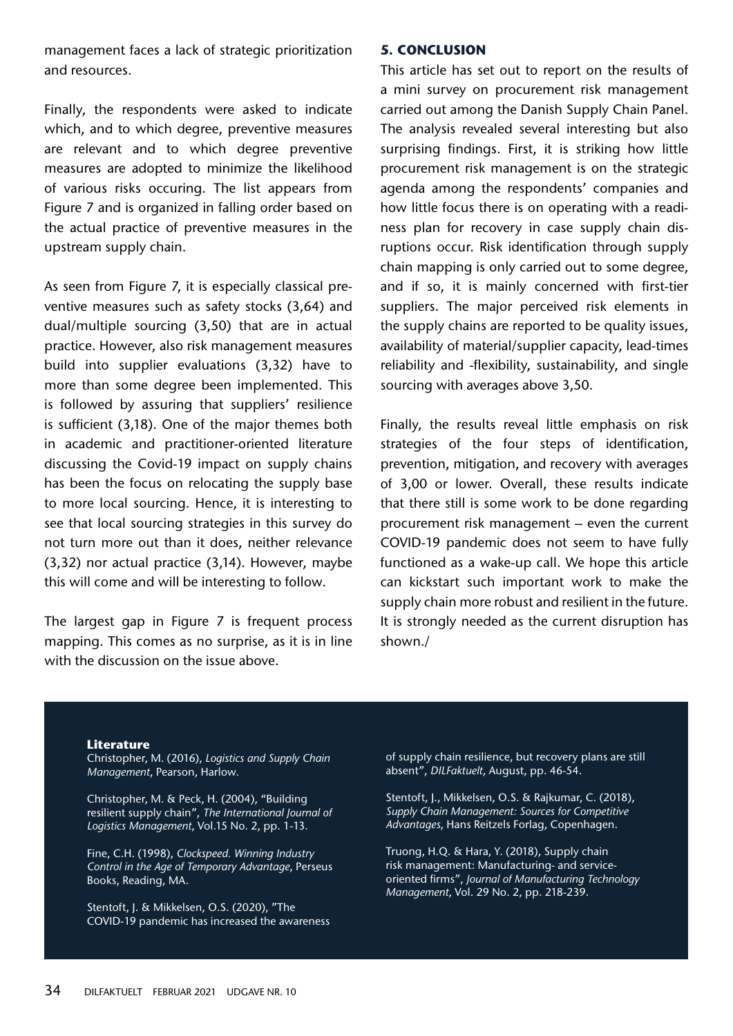management faces a lack of strategic prioritization and resources.

Finally, the respondents were asked to indicate which, and to which degree, preventive measures are relevant and to which degree preventive measures are adopted to minimize the likelihood of various risks occuring. The list appears from Figure 7 and is organized in falling order based on the actual practice of preventive measures in the upstream supply chain.

As seen from Figure 7, it is especially classical preventive measures such as safety stocks (3,64) and dual/multiple sourcing (3,50) that are in actual practice. However, also risk management measures build into supplier evaluations (3,32) have to more than some degree been implemented. This is followed by assuring that suppliers' resilience is sufficient (3,18). One of the major themes both in academic and practitioner-oriented literature discussing the Covid-19 impact on supply chains has been the focus on relocating the supply base to more local sourcing. Hence, it is interesting to see that local sourcing strategies in this survey do not turn more out than it does, neither relevance (3,32) nor actual practice (3,14). However, maybe this will come and will be interesting to follow.

The largest gap in Figure 7 is frequent process mapping. This comes as no surprise, as it is in line with the discussion on the issue above.

## 5. CONCLUSION

This article has set out to report on the results of a mini survey on procurement risk management carried out among the Danish Supply Chain Panel. The analysis revealed several interesting but also surprising findings. First, it is striking how little procurement risk management is on the strategic agenda among the respondents' companies and how little focus there is on operating with a readiness plan for recovery in case supply chain disruptions occur. Risk identification through supply chain mapping is only carried out to some degree, and if so, it is mainly concerned with first-tier suppliers. The major perceived risk elements in the supply chains are reported to be quality issues, availability of material/supplier capacity, lead-times reliability and -flexibility, sustainability, and single sourcing with averages above 3,50.

Finally, the results reveal little emphasis on risk strategies of the four steps of identification, prevention, mitigation, and recovery with averages of 3,00 or lower. Overall, these results indicate that there still is some work to be done regarding procurement risk management – even the current COVID-19 pandemic does not seem to have fully functioned as a wake-up call. We hope this article can kickstart such important work to make the supply chain more robust and resilient in the future. It is strongly needed as the current disruption has shown./

### Literature

Christopher, M. (2016), *Logistics and Supply Chain Management*, Pearson, Harlow.

Christopher, M. & Peck, H. (2004), "Building resilient supply chain", *The International Journal of Logistics Management*, Vol.15 No. 2, pp. 1-13.

Fine, C.H. (1998), *Clockspeed. Winning Industry Control in the Age of Temporary Advantage*, Perseus Books, Reading, MA.

Stentoft, J. & Mikkelsen, O.S. (2020), "The COVID-19 pandemic has increased the awareness of supply chain resilience, but recovery plans are still absent", *DILFaktuelt*, August, pp. 46-54.

Stentoft, J., Mikkelsen, O.S. & Rajkumar, C. (2018), *Supply Chain Management: Sources for Competitive Advantages*, Hans Reitzels Forlag, Copenhagen.

Truong, H.Q. & Hara, Y. (2018), Supply chain risk management: Manufacturing- and service-oriented firms", *Journal of Manufacturing Technology Management*, Vol. 29 No. 2, pp. 218-239.